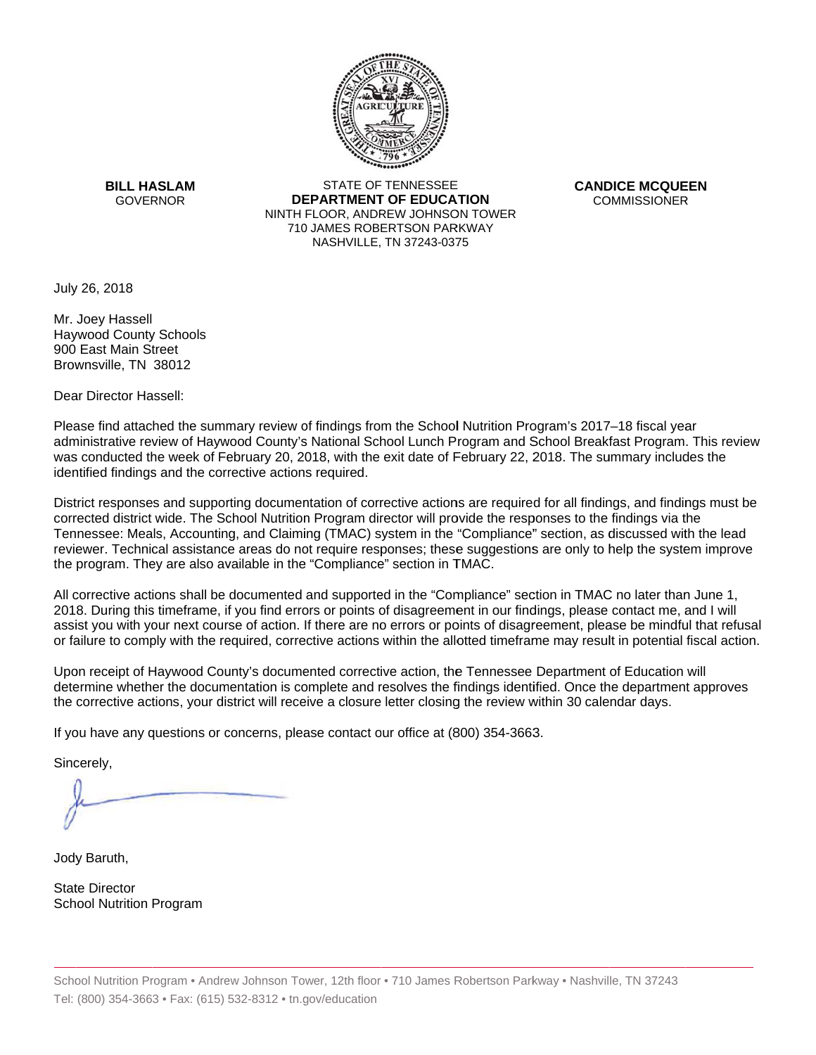**BILL HASLAM**
GOVERNOR

STATE OF TENNESSEE
**DEPARTMENT OF EDUCATION**
NINTH FLOOR, ANDREW JOHNSON TOWER
710 JAMES ROBERTSON PARKWAY
NASHVILLE, TN 37243-0375

**CANDICE MCQUEEN**
COMMISSIONER

July 26, 2018

Mr. Joey Hassell
Haywood County Schools
900 East Main Street
Brownsville, TN 38012

Dear Director Hassell:

Please find attached the summary review of findings from the School Nutrition Program's 2017–18 fiscal year administrative review of Haywood County's National School Lunch Program and School Breakfast Program. This review was conducted the week of February 20, 2018, with the exit date of February 22, 2018. The summary includes the identified findings and the corrective actions required.

District responses and supporting documentation of corrective actions are required for all findings, and findings must be corrected district wide. The School Nutrition Program director will provide the responses to the findings via the Tennessee: Meals, Accounting, and Claiming (TMAC) system in the "Compliance" section, as discussed with the lead reviewer. Technical assistance areas do not require responses; these suggestions are only to help the system improve the program. They are also available in the "Compliance" section in TMAC.

All corrective actions shall be documented and supported in the "Compliance" section in TMAC no later than June 1, 2018. During this timeframe, if you find errors or points of disagreement in our findings, please contact me, and I will assist you with your next course of action. If there are no errors or points of disagreement, please be mindful that refusal or failure to comply with the required, corrective actions within the allotted timeframe may result in potential fiscal action.

Upon receipt of Haywood County's documented corrective action, the Tennessee Department of Education will determine whether the documentation is complete and resolves the findings identified. Once the department approves the corrective actions, your district will receive a closure letter closing the review within 30 calendar days.

If you have any questions or concerns, please contact our office at (800) 354-3663.

Sincerely,

Jody Baruth,

State Director
School Nutrition Program

School Nutrition Program • Andrew Johnson Tower, 12th floor • 710 James Robertson Parkway • Nashville, TN 37243
Tel: (800) 354-3663 • Fax: (615) 532-8312 • tn.gov/education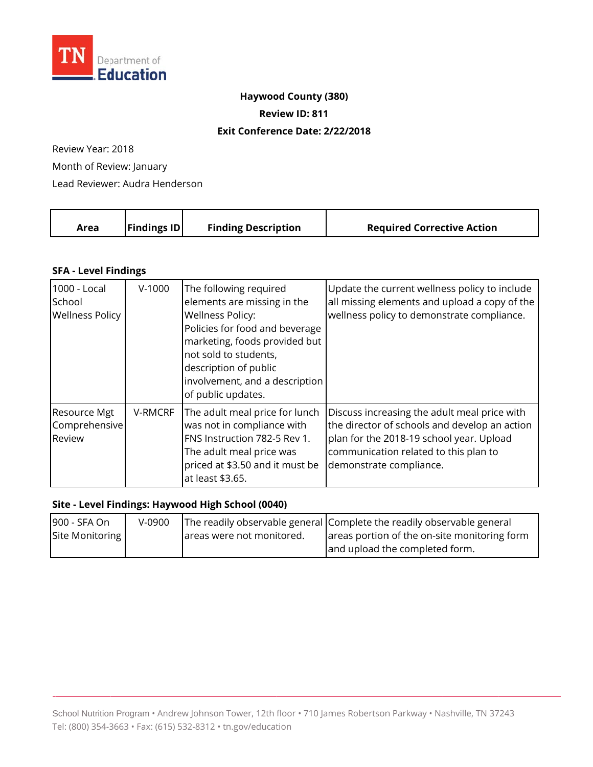TN Department of Education

**Haywood County (380)**

**Review ID: 811**

**Exit Conference Date: 2/22/2018**

Review Year: 2018

Month of Review: January

Lead Reviewer: Audra Henderson

| Area | Findings ID | Finding Description | Required Corrective Action |
|---|---|---|---|

**SFA - Level Findings**

| Area | Findings ID | Finding Description | Required Corrective Action |
|---|---|---|---|
| 1000 - Local School Wellness Policy | V-1000 | The following required elements are missing in the Wellness Policy: Policies for food and beverage marketing, foods provided but not sold to students, description of public involvement, and a description of public updates. | Update the current wellness policy to include all missing elements and upload a copy of the wellness policy to demonstrate compliance. |
| Resource Mgt Comprehensive Review | V-RMCRF | The adult meal price for lunch was not in compliance with FNS Instruction 782-5 Rev 1. The adult meal price was priced at $3.50 and it must be at least $3.65. | Discuss increasing the adult meal price with the director of schools and develop an action plan for the 2018-19 school year. Upload communication related to this plan to demonstrate compliance. |

**Site - Level Findings: Haywood High School (0040)**

| Area | Findings ID | Finding Description | Required Corrective Action |
|---|---|---|---|
| 900 - SFA On Site Monitoring | V-0900 | The readily observable general areas were not monitored. | Complete the readily observable general areas portion of the on-site monitoring form and upload the completed form. |

School Nutrition Program • Andrew Johnson Tower, 12th floor • 710 James Robertson Parkway • Nashville, TN 37243
Tel: (800) 354-3663 • Fax: (615) 532-8312 • tn.gov/education